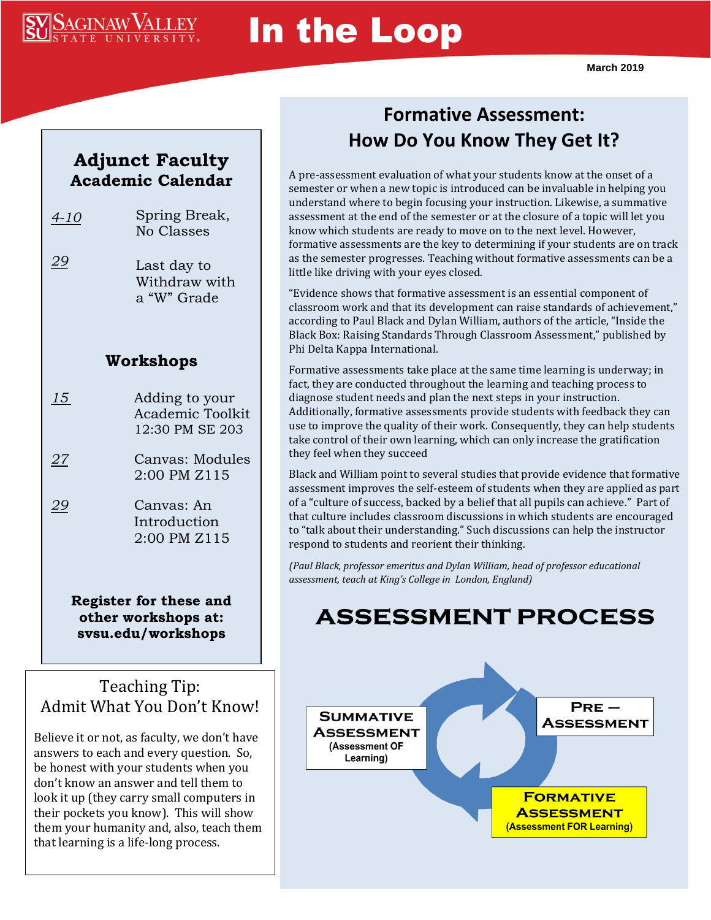# In the Loop

March 2019

## Adjunct Faculty Academic Calendar

*4-10* Spring Break, No Classes

*29* Last day to Withdraw with a "W" Grade

### Workshops

*15* Adding to your Academic Toolkit 12:30 PM SE 203

*27* Canvas: Modules 2:00 PM Z115

*29* Canvas: An Introduction 2:00 PM Z115

**Register for these and other workshops at: svsu.edu/workshops**

## Teaching Tip: Admit What You Don't Know!

Believe it or not, as faculty, we don't have answers to each and every question. So, be honest with your students when you don't know an answer and tell them to look it up (they carry small computers in their pockets you know). This will show them your humanity and, also, teach them that learning is a life-long process.

## Formative Assessment: How Do You Know They Get It?

A pre-assessment evaluation of what your students know at the onset of a semester or when a new topic is introduced can be invaluable in helping you understand where to begin focusing your instruction. Likewise, a summative assessment at the end of the semester or at the closure of a topic will let you know which students are ready to move on to the next level. However, formative assessments are the key to determining if your students are on track as the semester progresses. Teaching without formative assessments can be a little like driving with your eyes closed.

"Evidence shows that formative assessment is an essential component of classroom work and that its development can raise standards of achievement," according to Paul Black and Dylan William, authors of the article, "Inside the Black Box: Raising Standards Through Classroom Assessment," published by Phi Delta Kappa International.

Formative assessments take place at the same time learning is underway; in fact, they are conducted throughout the learning and teaching process to diagnose student needs and plan the next steps in your instruction. Additionally, formative assessments provide students with feedback they can use to improve the quality of their work. Consequently, they can help students take control of their own learning, which can only increase the gratification they feel when they succeed

Black and William point to several studies that provide evidence that formative assessment improves the self-esteem of students when they are applied as part of a "culture of success, backed by a belief that all pupils can achieve." Part of that culture includes classroom discussions in which students are encouraged to "talk about their understanding." Such discussions can help the instructor respond to students and reorient their thinking.

*(Paul Black, professor emeritus and Dylan William, head of professor educational assessment, teach at King's College in London, England)*

## ASSESSMENT PROCESS

**Pre – Assessment**

**Formative Assessment** (Assessment FOR Learning)

**Summative Assessment** (Assessment OF Learning)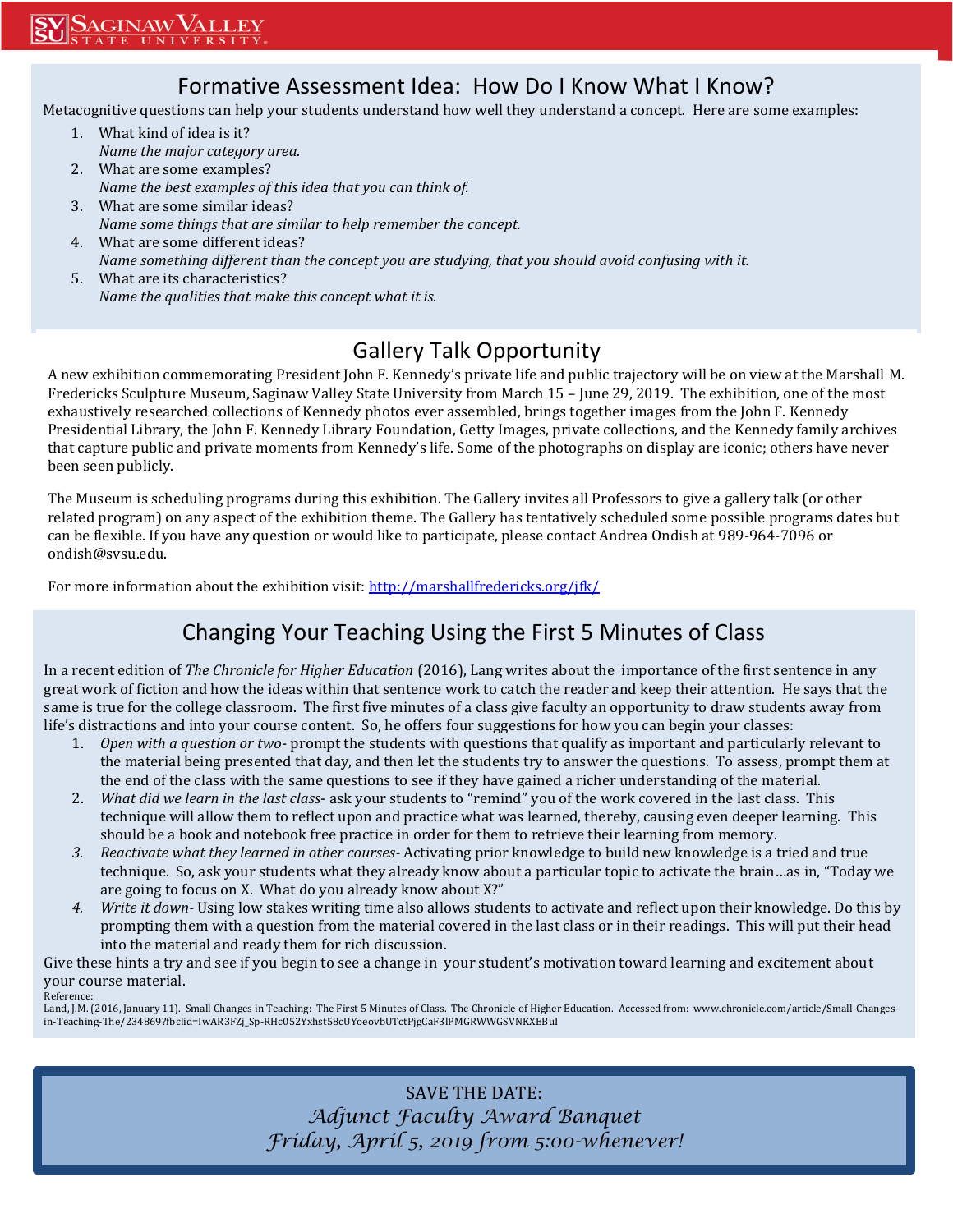## Formative Assessment Idea: How Do I Know What I Know?

Metacognitive questions can help your students understand how well they understand a concept. Here are some examples:

1. What kind of idea is it?
   *Name the major category area.*
2. What are some examples?
   *Name the best examples of this idea that you can think of.*
3. What are some similar ideas?
   *Name some things that are similar to help remember the concept.*
4. What are some different ideas?
   *Name something different than the concept you are studying, that you should avoid confusing with it.*
5. What are its characteristics?
   *Name the qualities that make this concept what it is.*

## Gallery Talk Opportunity

A new exhibition commemorating President John F. Kennedy's private life and public trajectory will be on view at the Marshall M. Fredericks Sculpture Museum, Saginaw Valley State University from March 15 – June 29, 2019. The exhibition, one of the most exhaustively researched collections of Kennedy photos ever assembled, brings together images from the John F. Kennedy Presidential Library, the John F. Kennedy Library Foundation, Getty Images, private collections, and the Kennedy family archives that capture public and private moments from Kennedy's life. Some of the photographs on display are iconic; others have never been seen publicly.

The Museum is scheduling programs during this exhibition. The Gallery invites all Professors to give a gallery talk (or other related program) on any aspect of the exhibition theme. The Gallery has tentatively scheduled some possible programs dates but can be flexible. If you have any question or would like to participate, please contact Andrea Ondish at 989-964-7096 or ondish@svsu.edu.

For more information about the exhibition visit: [http://marshallfredericks.org/jfk/](http://marshallfredericks.org/jfk/)

## Changing Your Teaching Using the First 5 Minutes of Class

In a recent edition of *The Chronicle for Higher Education* (2016), Lang writes about the importance of the first sentence in any great work of fiction and how the ideas within that sentence work to catch the reader and keep their attention. He says that the same is true for the college classroom. The first five minutes of a class give faculty an opportunity to draw students away from life's distractions and into your course content. So, he offers four suggestions for how you can begin your classes:

1. *Open with a question or two*- prompt the students with questions that qualify as important and particularly relevant to the material being presented that day, and then let the students try to answer the questions. To assess, prompt them at the end of the class with the same questions to see if they have gained a richer understanding of the material.
2. *What did we learn in the last class*- ask your students to "remind" you of the work covered in the last class. This technique will allow them to reflect upon and practice what was learned, thereby, causing even deeper learning. This should be a book and notebook free practice in order for them to retrieve their learning from memory.
3. *Reactivate what they learned in other courses*- Activating prior knowledge to build new knowledge is a tried and true technique. So, ask your students what they already know about a particular topic to activate the brain…as in, "Today we are going to focus on X. What do you already know about X?"
4. *Write it down*- Using low stakes writing time also allows students to activate and reflect upon their knowledge. Do this by prompting them with a question from the material covered in the last class or in their readings. This will put their head into the material and ready them for rich discussion.

Give these hints a try and see if you begin to see a change in your student's motivation toward learning and excitement about your course material.

Reference:
Land, J.M. (2016, January 11). Small Changes in Teaching: The First 5 Minutes of Class. The Chronicle of Higher Education. Accessed from: www.chronicle.com/article/Small-Changes-in-Teaching-The/234869?fbclid=IwAR3FZj_Sp-RHc052Yxhst58cUYoeovbUTctPjgCaF3lPMGRWWGSVNKXEBuI

SAVE THE DATE:

*Adjunct Faculty Award Banquet*

*Friday, April 5, 2019 from 5:00-whenever!*